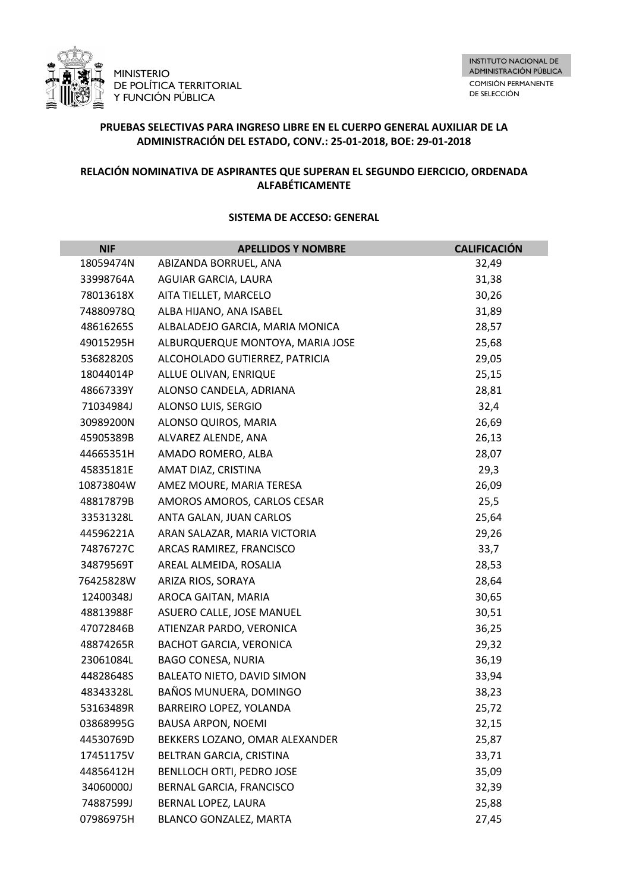MINISTERIO
DE POLÍTICA TERRITORIAL
Y FUNCIÓN PÚBLICA

INSTITUTO NACIONAL DE ADMINISTRACIÓN PÚBLICA
COMISIÓN PERMANENTE DE SELECCIÓN

**PRUEBAS SELECTIVAS PARA INGRESO LIBRE EN EL CUERPO GENERAL AUXILIAR DE LA ADMINISTRACIÓN DEL ESTADO, CONV.: 25-01-2018, BOE: 29-01-2018**

**RELACIÓN NOMINATIVA DE ASPIRANTES QUE SUPERAN EL SEGUNDO EJERCICIO, ORDENADA ALFABÉTICAMENTE**

**SISTEMA DE ACCESO: GENERAL**

| NIF | APELLIDOS Y NOMBRE | CALIFICACIÓN |
|---|---|---|
| 18059474N | ABIZANDA BORRUEL, ANA | 32,49 |
| 33998764A | AGUIAR GARCIA, LAURA | 31,38 |
| 78013618X | AITA TIELLET, MARCELO | 30,26 |
| 74880978Q | ALBA HIJANO, ANA ISABEL | 31,89 |
| 48616265S | ALBALADEJO GARCIA, MARIA MONICA | 28,57 |
| 49015295H | ALBURQUERQUE MONTOYA, MARIA JOSE | 25,68 |
| 53682820S | ALCOHOLADO GUTIERREZ, PATRICIA | 29,05 |
| 18044014P | ALLUE OLIVAN, ENRIQUE | 25,15 |
| 48667339Y | ALONSO CANDELA, ADRIANA | 28,81 |
| 71034984J | ALONSO LUIS, SERGIO | 32,4 |
| 30989200N | ALONSO QUIROS, MARIA | 26,69 |
| 45905389B | ALVAREZ ALENDE, ANA | 26,13 |
| 44665351H | AMADO ROMERO, ALBA | 28,07 |
| 45835181E | AMAT DIAZ, CRISTINA | 29,3 |
| 10873804W | AMEZ MOURE, MARIA TERESA | 26,09 |
| 48817879B | AMOROS AMOROS, CARLOS CESAR | 25,5 |
| 33531328L | ANTA GALAN, JUAN CARLOS | 25,64 |
| 44596221A | ARAN SALAZAR, MARIA VICTORIA | 29,26 |
| 74876727C | ARCAS RAMIREZ, FRANCISCO | 33,7 |
| 34879569T | AREAL ALMEIDA, ROSALIA | 28,53 |
| 76425828W | ARIZA RIOS, SORAYA | 28,64 |
| 12400348J | AROCA GAITAN, MARIA | 30,65 |
| 48813988F | ASUERO CALLE, JOSE MANUEL | 30,51 |
| 47072846B | ATIENZAR PARDO, VERONICA | 36,25 |
| 48874265R | BACHOT GARCIA, VERONICA | 29,32 |
| 23061084L | BAGO CONESA, NURIA | 36,19 |
| 44828648S | BALEATO NIETO, DAVID SIMON | 33,94 |
| 48343328L | BAÑOS MUNUERA, DOMINGO | 38,23 |
| 53163489R | BARREIRO LOPEZ, YOLANDA | 25,72 |
| 03868995G | BAUSA ARPON, NOEMI | 32,15 |
| 44530769D | BEKKERS LOZANO, OMAR ALEXANDER | 25,87 |
| 17451175V | BELTRAN GARCIA, CRISTINA | 33,71 |
| 44856412H | BENLLOCH ORTI, PEDRO JOSE | 35,09 |
| 34060000J | BERNAL GARCIA, FRANCISCO | 32,39 |
| 74887599J | BERNAL LOPEZ, LAURA | 25,88 |
| 07986975H | BLANCO GONZALEZ, MARTA | 27,45 |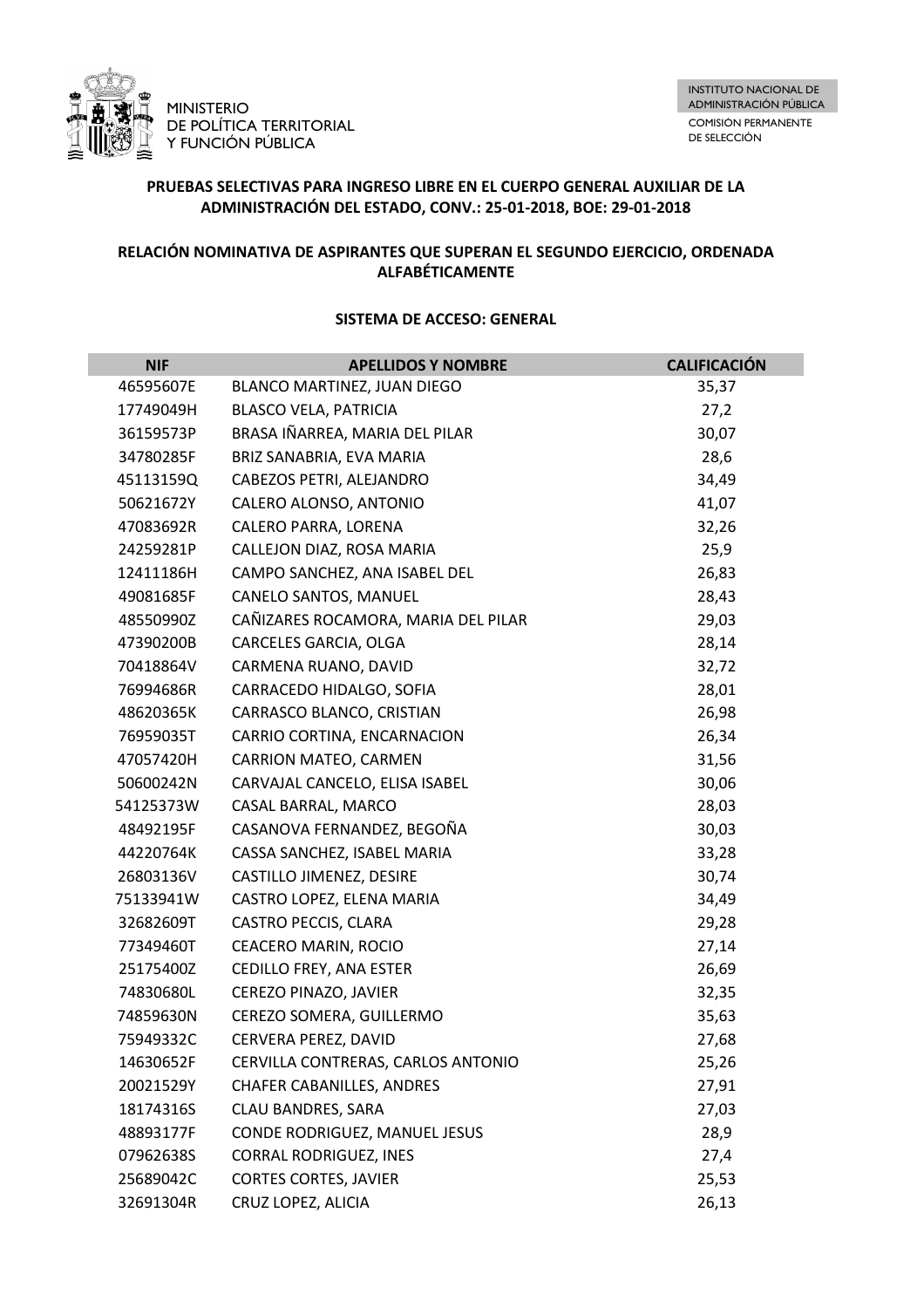MINISTERIO
DE POLÍTICA TERRITORIAL
Y FUNCIÓN PÚBLICA

INSTITUTO NACIONAL DE ADMINISTRACIÓN PÚBLICA
COMISIÓN PERMANENTE DE SELECCIÓN

**PRUEBAS SELECTIVAS PARA INGRESO LIBRE EN EL CUERPO GENERAL AUXILIAR DE LA ADMINISTRACIÓN DEL ESTADO, CONV.: 25-01-2018, BOE: 29-01-2018**

**RELACIÓN NOMINATIVA DE ASPIRANTES QUE SUPERAN EL SEGUNDO EJERCICIO, ORDENADA ALFABÉTICAMENTE**

**SISTEMA DE ACCESO: GENERAL**

| NIF | APELLIDOS Y NOMBRE | CALIFICACIÓN |
|---|---|---|
| 46595607E | BLANCO MARTINEZ, JUAN DIEGO | 35,37 |
| 17749049H | BLASCO VELA, PATRICIA | 27,2 |
| 36159573P | BRASA IÑARREA, MARIA DEL PILAR | 30,07 |
| 34780285F | BRIZ SANABRIA, EVA MARIA | 28,6 |
| 45113159Q | CABEZOS PETRI, ALEJANDRO | 34,49 |
| 50621672Y | CALERO ALONSO, ANTONIO | 41,07 |
| 47083692R | CALERO PARRA, LORENA | 32,26 |
| 24259281P | CALLEJON DIAZ, ROSA MARIA | 25,9 |
| 12411186H | CAMPO SANCHEZ, ANA ISABEL DEL | 26,83 |
| 49081685F | CANELO SANTOS, MANUEL | 28,43 |
| 48550990Z | CAÑIZARES ROCAMORA, MARIA DEL PILAR | 29,03 |
| 47390200B | CARCELES GARCIA, OLGA | 28,14 |
| 70418864V | CARMENA RUANO, DAVID | 32,72 |
| 76994686R | CARRACEDO HIDALGO, SOFIA | 28,01 |
| 48620365K | CARRASCO BLANCO, CRISTIAN | 26,98 |
| 76959035T | CARRIO CORTINA, ENCARNACION | 26,34 |
| 47057420H | CARRION MATEO, CARMEN | 31,56 |
| 50600242N | CARVAJAL CANCELO, ELISA ISABEL | 30,06 |
| 54125373W | CASAL BARRAL, MARCO | 28,03 |
| 48492195F | CASANOVA FERNANDEZ, BEGOÑA | 30,03 |
| 44220764K | CASSA SANCHEZ, ISABEL MARIA | 33,28 |
| 26803136V | CASTILLO JIMENEZ, DESIRE | 30,74 |
| 75133941W | CASTRO LOPEZ, ELENA MARIA | 34,49 |
| 32682609T | CASTRO PECCIS, CLARA | 29,28 |
| 77349460T | CEACERO MARIN, ROCIO | 27,14 |
| 25175400Z | CEDILLO FREY, ANA ESTER | 26,69 |
| 74830680L | CEREZO PINAZO, JAVIER | 32,35 |
| 74859630N | CEREZO SOMERA, GUILLERMO | 35,63 |
| 75949332C | CERVERA PEREZ, DAVID | 27,68 |
| 14630652F | CERVILLA CONTRERAS, CARLOS ANTONIO | 25,26 |
| 20021529Y | CHAFER CABANILLES, ANDRES | 27,91 |
| 18174316S | CLAU BANDRES, SARA | 27,03 |
| 48893177F | CONDE RODRIGUEZ, MANUEL JESUS | 28,9 |
| 07962638S | CORRAL RODRIGUEZ, INES | 27,4 |
| 25689042C | CORTES CORTES, JAVIER | 25,53 |
| 32691304R | CRUZ LOPEZ, ALICIA | 26,13 |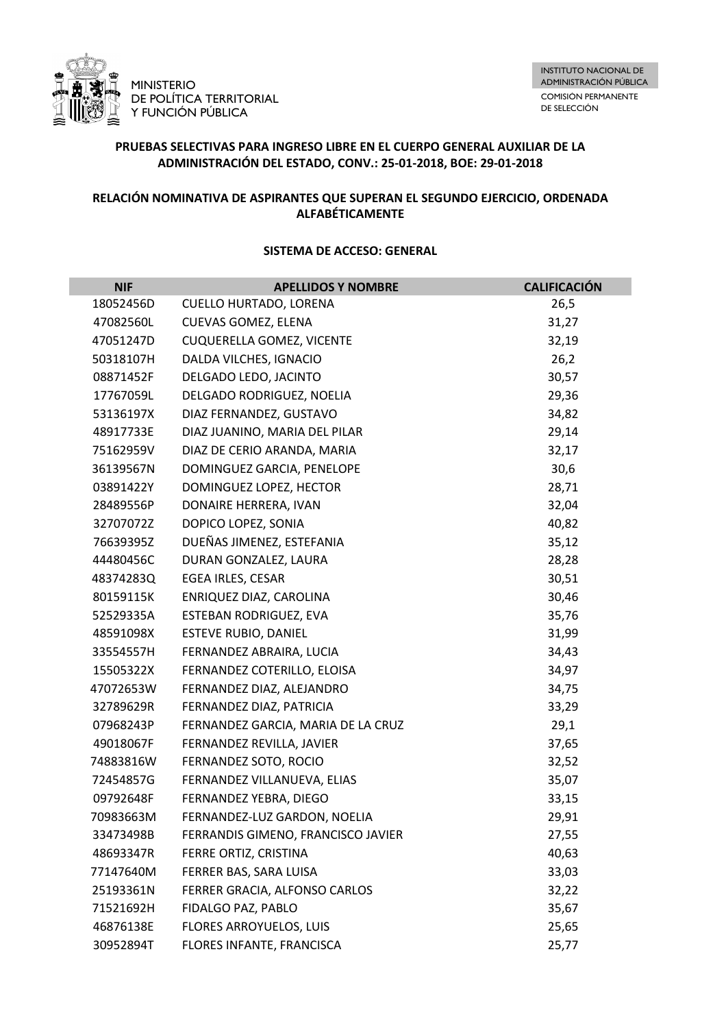MINISTERIO
DE POLÍTICA TERRITORIAL
Y FUNCIÓN PÚBLICA

INSTITUTO NACIONAL DE ADMINISTRACIÓN PÚBLICA

COMISIÓN PERMANENTE DE SELECCIÓN

**PRUEBAS SELECTIVAS PARA INGRESO LIBRE EN EL CUERPO GENERAL AUXILIAR DE LA ADMINISTRACIÓN DEL ESTADO, CONV.: 25-01-2018, BOE: 29-01-2018**

**RELACIÓN NOMINATIVA DE ASPIRANTES QUE SUPERAN EL SEGUNDO EJERCICIO, ORDENADA ALFABÉTICAMENTE**

**SISTEMA DE ACCESO: GENERAL**

| NIF | APELLIDOS Y NOMBRE | CALIFICACIÓN |
|---|---|---|
| 18052456D | CUELLO HURTADO, LORENA | 26,5 |
| 47082560L | CUEVAS GOMEZ, ELENA | 31,27 |
| 47051247D | CUQUERELLA GOMEZ, VICENTE | 32,19 |
| 50318107H | DALDA VILCHES, IGNACIO | 26,2 |
| 08871452F | DELGADO LEDO, JACINTO | 30,57 |
| 17767059L | DELGADO RODRIGUEZ, NOELIA | 29,36 |
| 53136197X | DIAZ FERNANDEZ, GUSTAVO | 34,82 |
| 48917733E | DIAZ JUANINO, MARIA DEL PILAR | 29,14 |
| 75162959V | DIAZ DE CERIO ARANDA, MARIA | 32,17 |
| 36139567N | DOMINGUEZ GARCIA, PENELOPE | 30,6 |
| 03891422Y | DOMINGUEZ LOPEZ, HECTOR | 28,71 |
| 28489556P | DONAIRE HERRERA, IVAN | 32,04 |
| 32707072Z | DOPICO LOPEZ, SONIA | 40,82 |
| 76639395Z | DUEÑAS JIMENEZ, ESTEFANIA | 35,12 |
| 44480456C | DURAN GONZALEZ, LAURA | 28,28 |
| 48374283Q | EGEA IRLES, CESAR | 30,51 |
| 80159115K | ENRIQUEZ DIAZ, CAROLINA | 30,46 |
| 52529335A | ESTEBAN RODRIGUEZ, EVA | 35,76 |
| 48591098X | ESTEVE RUBIO, DANIEL | 31,99 |
| 33554557H | FERNANDEZ ABRAIRA, LUCIA | 34,43 |
| 15505322X | FERNANDEZ COTERILLO, ELOISA | 34,97 |
| 47072653W | FERNANDEZ DIAZ, ALEJANDRO | 34,75 |
| 32789629R | FERNANDEZ DIAZ, PATRICIA | 33,29 |
| 07968243P | FERNANDEZ GARCIA, MARIA DE LA CRUZ | 29,1 |
| 49018067F | FERNANDEZ REVILLA, JAVIER | 37,65 |
| 74883816W | FERNANDEZ SOTO, ROCIO | 32,52 |
| 72454857G | FERNANDEZ VILLANUEVA, ELIAS | 35,07 |
| 09792648F | FERNANDEZ YEBRA, DIEGO | 33,15 |
| 70983663M | FERNANDEZ-LUZ GARDON, NOELIA | 29,91 |
| 33473498B | FERRANDIS GIMENO, FRANCISCO JAVIER | 27,55 |
| 48693347R | FERRE ORTIZ, CRISTINA | 40,63 |
| 77147640M | FERRER BAS, SARA LUISA | 33,03 |
| 25193361N | FERRER GRACIA, ALFONSO CARLOS | 32,22 |
| 71521692H | FIDALGO PAZ, PABLO | 35,67 |
| 46876138E | FLORES ARROYUELOS, LUIS | 25,65 |
| 30952894T | FLORES INFANTE, FRANCISCA | 25,77 |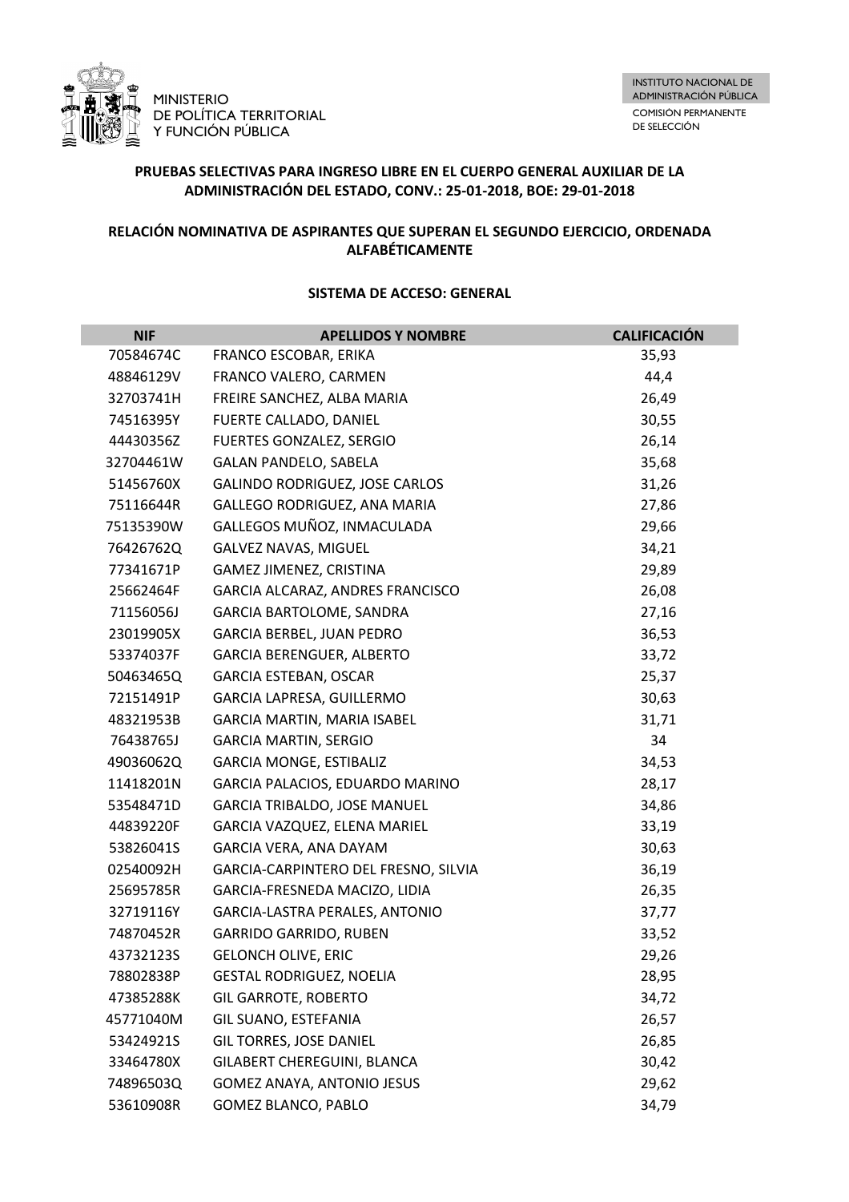MINISTERIO DE POLÍTICA TERRITORIAL Y FUNCIÓN PÚBLICA

INSTITUTO NACIONAL DE ADMINISTRACIÓN PÚBLICA

COMISIÓN PERMANENTE DE SELECCIÓN

**PRUEBAS SELECTIVAS PARA INGRESO LIBRE EN EL CUERPO GENERAL AUXILIAR DE LA ADMINISTRACIÓN DEL ESTADO, CONV.: 25-01-2018, BOE: 29-01-2018**

**RELACIÓN NOMINATIVA DE ASPIRANTES QUE SUPERAN EL SEGUNDO EJERCICIO, ORDENADA ALFABÉTICAMENTE**

**SISTEMA DE ACCESO: GENERAL**

| NIF | APELLIDOS Y NOMBRE | CALIFICACIÓN |
|---|---|---|
| 70584674C | FRANCO ESCOBAR, ERIKA | 35,93 |
| 48846129V | FRANCO VALERO, CARMEN | 44,4 |
| 32703741H | FREIRE SANCHEZ, ALBA MARIA | 26,49 |
| 74516395Y | FUERTE CALLADO, DANIEL | 30,55 |
| 44430356Z | FUERTES GONZALEZ, SERGIO | 26,14 |
| 32704461W | GALAN PANDELO, SABELA | 35,68 |
| 51456760X | GALINDO RODRIGUEZ, JOSE CARLOS | 31,26 |
| 75116644R | GALLEGO RODRIGUEZ, ANA MARIA | 27,86 |
| 75135390W | GALLEGOS MUÑOZ, INMACULADA | 29,66 |
| 76426762Q | GALVEZ NAVAS, MIGUEL | 34,21 |
| 77341671P | GAMEZ JIMENEZ, CRISTINA | 29,89 |
| 25662464F | GARCIA ALCARAZ, ANDRES FRANCISCO | 26,08 |
| 71156056J | GARCIA BARTOLOME, SANDRA | 27,16 |
| 23019905X | GARCIA BERBEL, JUAN PEDRO | 36,53 |
| 53374037F | GARCIA BERENGUER, ALBERTO | 33,72 |
| 50463465Q | GARCIA ESTEBAN, OSCAR | 25,37 |
| 72151491P | GARCIA LAPRESA, GUILLERMO | 30,63 |
| 48321953B | GARCIA MARTIN, MARIA ISABEL | 31,71 |
| 76438765J | GARCIA MARTIN, SERGIO | 34 |
| 49036062Q | GARCIA MONGE, ESTIBALIZ | 34,53 |
| 11418201N | GARCIA PALACIOS, EDUARDO MARINO | 28,17 |
| 53548471D | GARCIA TRIBALDO, JOSE MANUEL | 34,86 |
| 44839220F | GARCIA VAZQUEZ, ELENA MARIEL | 33,19 |
| 53826041S | GARCIA VERA, ANA DAYAM | 30,63 |
| 02540092H | GARCIA-CARPINTERO DEL FRESNO, SILVIA | 36,19 |
| 25695785R | GARCIA-FRESNEDA MACIZO, LIDIA | 26,35 |
| 32719116Y | GARCIA-LASTRA PERALES, ANTONIO | 37,77 |
| 74870452R | GARRIDO GARRIDO, RUBEN | 33,52 |
| 43732123S | GELONCH OLIVE, ERIC | 29,26 |
| 78802838P | GESTAL RODRIGUEZ, NOELIA | 28,95 |
| 47385288K | GIL GARROTE, ROBERTO | 34,72 |
| 45771040M | GIL SUANO, ESTEFANIA | 26,57 |
| 53424921S | GIL TORRES, JOSE DANIEL | 26,85 |
| 33464780X | GILABERT CHEREGUINI, BLANCA | 30,42 |
| 74896503Q | GOMEZ ANAYA, ANTONIO JESUS | 29,62 |
| 53610908R | GOMEZ BLANCO, PABLO | 34,79 |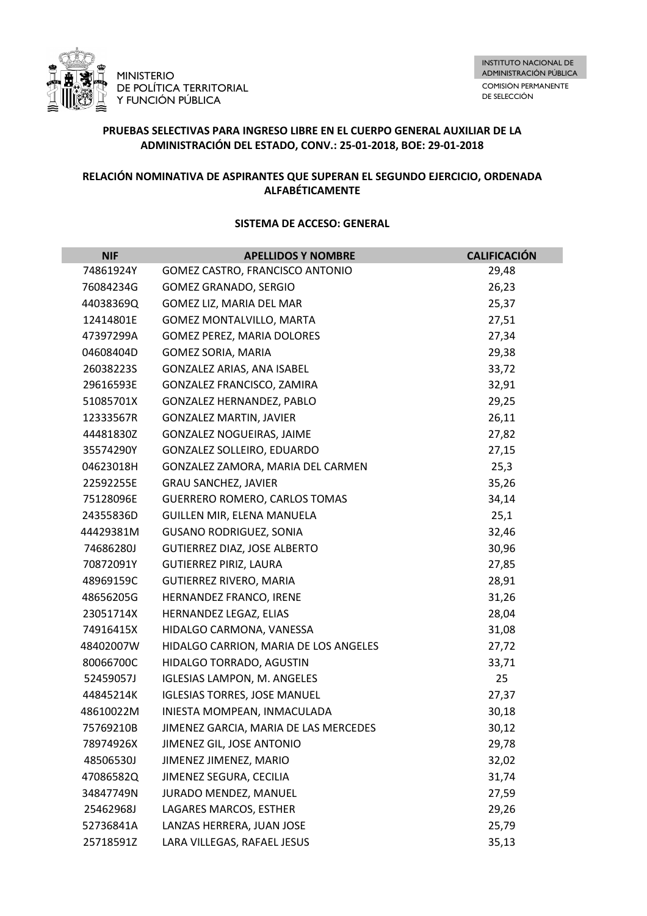MINISTERIO DE POLÍTICA TERRITORIAL Y FUNCIÓN PÚBLICA

INSTITUTO NACIONAL DE ADMINISTRACIÓN PÚBLICA

COMISIÓN PERMANENTE DE SELECCIÓN

**PRUEBAS SELECTIVAS PARA INGRESO LIBRE EN EL CUERPO GENERAL AUXILIAR DE LA ADMINISTRACIÓN DEL ESTADO, CONV.: 25-01-2018, BOE: 29-01-2018**

**RELACIÓN NOMINATIVA DE ASPIRANTES QUE SUPERAN EL SEGUNDO EJERCICIO, ORDENADA ALFABÉTICAMENTE**

**SISTEMA DE ACCESO: GENERAL**

| NIF | APELLIDOS Y NOMBRE | CALIFICACIÓN |
|---|---|---|
| 74861924Y | GOMEZ CASTRO, FRANCISCO ANTONIO | 29,48 |
| 76084234G | GOMEZ GRANADO, SERGIO | 26,23 |
| 44038369Q | GOMEZ LIZ, MARIA DEL MAR | 25,37 |
| 12414801E | GOMEZ MONTALVILLO, MARTA | 27,51 |
| 47397299A | GOMEZ PEREZ, MARIA DOLORES | 27,34 |
| 04608404D | GOMEZ SORIA, MARIA | 29,38 |
| 26038223S | GONZALEZ ARIAS, ANA ISABEL | 33,72 |
| 29616593E | GONZALEZ FRANCISCO, ZAMIRA | 32,91 |
| 51085701X | GONZALEZ HERNANDEZ, PABLO | 29,25 |
| 12333567R | GONZALEZ MARTIN, JAVIER | 26,11 |
| 44481830Z | GONZALEZ NOGUEIRAS, JAIME | 27,82 |
| 35574290Y | GONZALEZ SOLLEIRO, EDUARDO | 27,15 |
| 04623018H | GONZALEZ ZAMORA, MARIA DEL CARMEN | 25,3 |
| 22592255E | GRAU SANCHEZ, JAVIER | 35,26 |
| 75128096E | GUERRERO ROMERO, CARLOS TOMAS | 34,14 |
| 24355836D | GUILLEN MIR, ELENA MANUELA | 25,1 |
| 44429381M | GUSANO RODRIGUEZ, SONIA | 32,46 |
| 74686280J | GUTIERREZ DIAZ, JOSE ALBERTO | 30,96 |
| 70872091Y | GUTIERREZ PIRIZ, LAURA | 27,85 |
| 48969159C | GUTIERREZ RIVERO, MARIA | 28,91 |
| 48656205G | HERNANDEZ FRANCO, IRENE | 31,26 |
| 23051714X | HERNANDEZ LEGAZ, ELIAS | 28,04 |
| 74916415X | HIDALGO CARMONA, VANESSA | 31,08 |
| 48402007W | HIDALGO CARRION, MARIA DE LOS ANGELES | 27,72 |
| 80066700C | HIDALGO TORRADO, AGUSTIN | 33,71 |
| 52459057J | IGLESIAS LAMPON, M. ANGELES | 25 |
| 44845214K | IGLESIAS TORRES, JOSE MANUEL | 27,37 |
| 48610022M | INIESTA MOMPEAN, INMACULADA | 30,18 |
| 75769210B | JIMENEZ GARCIA, MARIA DE LAS MERCEDES | 30,12 |
| 78974926X | JIMENEZ GIL, JOSE ANTONIO | 29,78 |
| 48506530J | JIMENEZ JIMENEZ, MARIO | 32,02 |
| 47086582Q | JIMENEZ SEGURA, CECILIA | 31,74 |
| 34847749N | JURADO MENDEZ, MANUEL | 27,59 |
| 25462968J | LAGARES MARCOS, ESTHER | 29,26 |
| 52736841A | LANZAS HERRERA, JUAN JOSE | 25,79 |
| 25718591Z | LARA VILLEGAS, RAFAEL JESUS | 35,13 |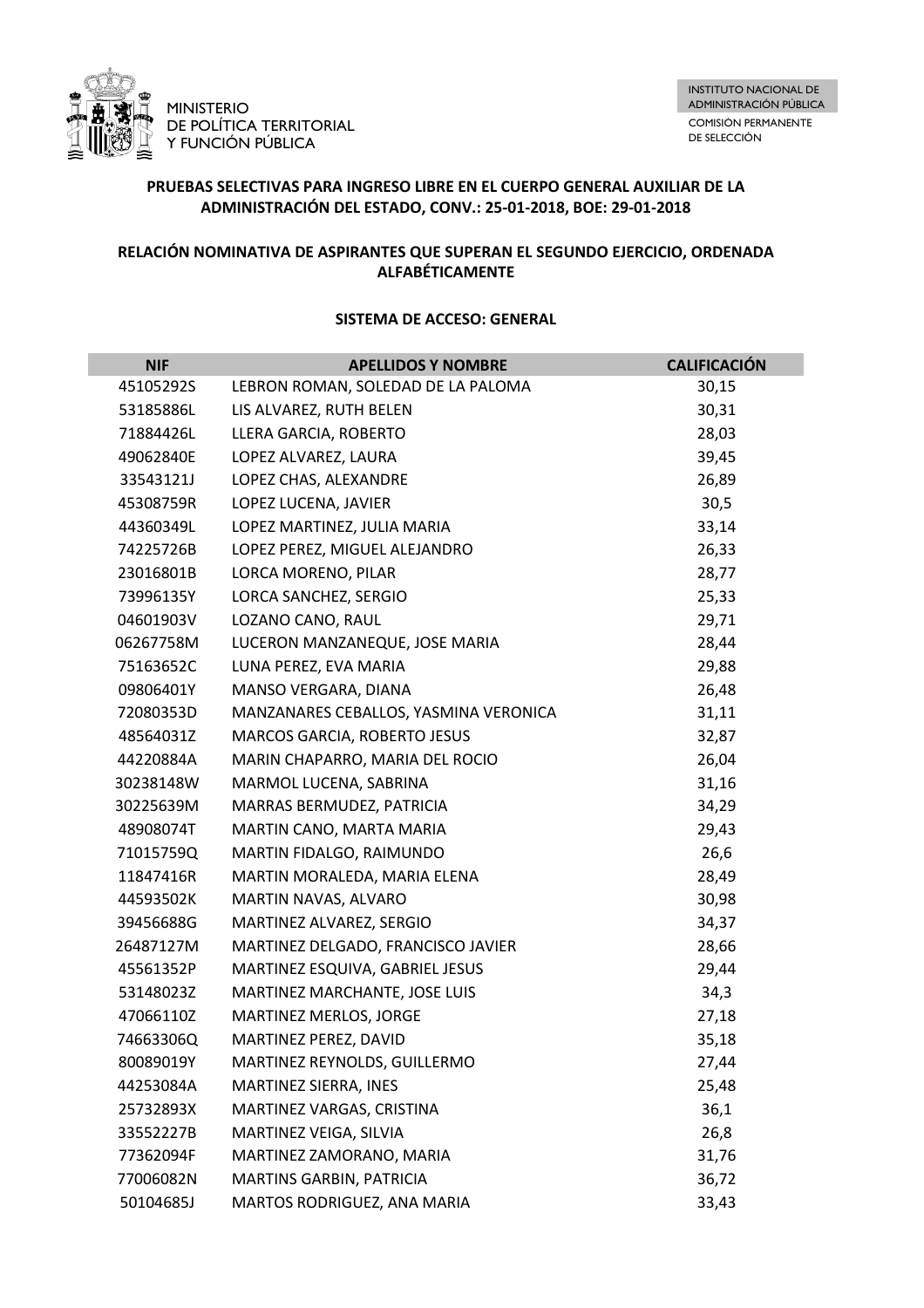MINISTERIO
DE POLÍTICA TERRITORIAL
Y FUNCIÓN PÚBLICA

INSTITUTO NACIONAL DE ADMINISTRACIÓN PÚBLICA
COMISIÓN PERMANENTE DE SELECCIÓN

**PRUEBAS SELECTIVAS PARA INGRESO LIBRE EN EL CUERPO GENERAL AUXILIAR DE LA ADMINISTRACIÓN DEL ESTADO, CONV.: 25-01-2018, BOE: 29-01-2018**

**RELACIÓN NOMINATIVA DE ASPIRANTES QUE SUPERAN EL SEGUNDO EJERCICIO, ORDENADA ALFABÉTICAMENTE**

**SISTEMA DE ACCESO: GENERAL**

| NIF | APELLIDOS Y NOMBRE | CALIFICACIÓN |
|---|---|---|
| 45105292S | LEBRON ROMAN, SOLEDAD DE LA PALOMA | 30,15 |
| 53185886L | LIS ALVAREZ, RUTH BELEN | 30,31 |
| 71884426L | LLERA GARCIA, ROBERTO | 28,03 |
| 49062840E | LOPEZ ALVAREZ, LAURA | 39,45 |
| 33543121J | LOPEZ CHAS, ALEXANDRE | 26,89 |
| 45308759R | LOPEZ LUCENA, JAVIER | 30,5 |
| 44360349L | LOPEZ MARTINEZ, JULIA MARIA | 33,14 |
| 74225726B | LOPEZ PEREZ, MIGUEL ALEJANDRO | 26,33 |
| 23016801B | LORCA MORENO, PILAR | 28,77 |
| 73996135Y | LORCA SANCHEZ, SERGIO | 25,33 |
| 04601903V | LOZANO CANO, RAUL | 29,71 |
| 06267758M | LUCERON MANZANEQUE, JOSE MARIA | 28,44 |
| 75163652C | LUNA PEREZ, EVA MARIA | 29,88 |
| 09806401Y | MANSO VERGARA, DIANA | 26,48 |
| 72080353D | MANZANARES CEBALLOS, YASMINA VERONICA | 31,11 |
| 48564031Z | MARCOS GARCIA, ROBERTO JESUS | 32,87 |
| 44220884A | MARIN CHAPARRO, MARIA DEL ROCIO | 26,04 |
| 30238148W | MARMOL LUCENA, SABRINA | 31,16 |
| 30225639M | MARRAS BERMUDEZ, PATRICIA | 34,29 |
| 48908074T | MARTIN CANO, MARTA MARIA | 29,43 |
| 71015759Q | MARTIN FIDALGO, RAIMUNDO | 26,6 |
| 11847416R | MARTIN MORALEDA, MARIA ELENA | 28,49 |
| 44593502K | MARTIN NAVAS, ALVARO | 30,98 |
| 39456688G | MARTINEZ ALVAREZ, SERGIO | 34,37 |
| 26487127M | MARTINEZ DELGADO, FRANCISCO JAVIER | 28,66 |
| 45561352P | MARTINEZ ESQUIVA, GABRIEL JESUS | 29,44 |
| 53148023Z | MARTINEZ MARCHANTE, JOSE LUIS | 34,3 |
| 47066110Z | MARTINEZ MERLOS, JORGE | 27,18 |
| 74663306Q | MARTINEZ PEREZ, DAVID | 35,18 |
| 80089019Y | MARTINEZ REYNOLDS, GUILLERMO | 27,44 |
| 44253084A | MARTINEZ SIERRA, INES | 25,48 |
| 25732893X | MARTINEZ VARGAS, CRISTINA | 36,1 |
| 33552227B | MARTINEZ VEIGA, SILVIA | 26,8 |
| 77362094F | MARTINEZ ZAMORANO, MARIA | 31,76 |
| 77006082N | MARTINS GARBIN, PATRICIA | 36,72 |
| 50104685J | MARTOS RODRIGUEZ, ANA MARIA | 33,43 |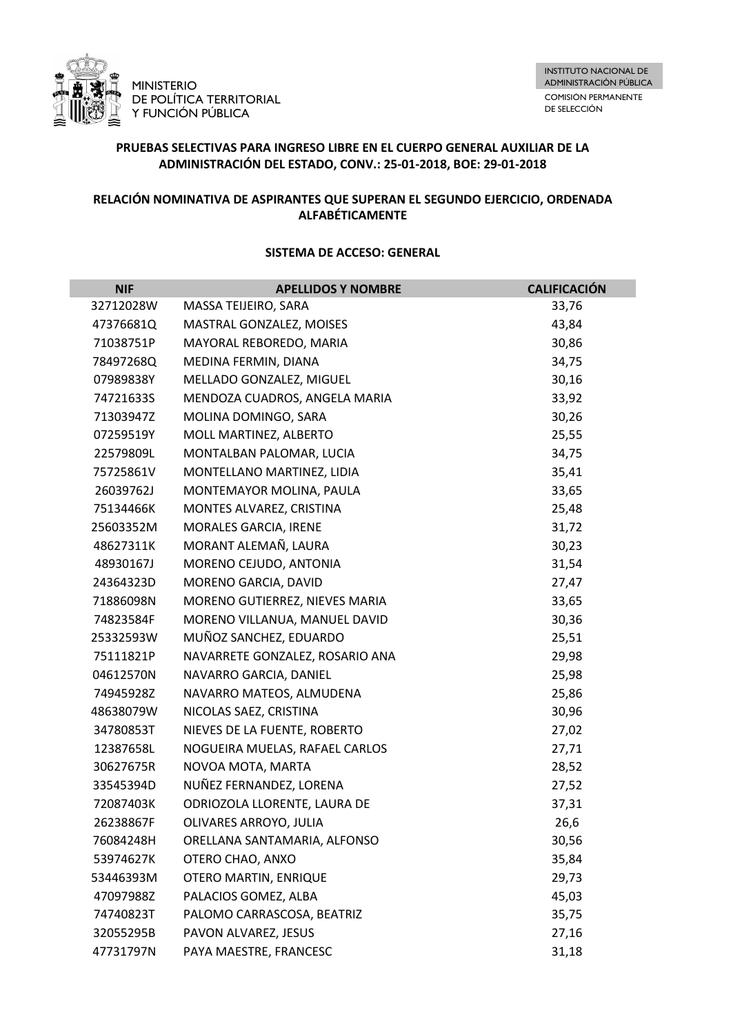MINISTERIO DE POLÍTICA TERRITORIAL Y FUNCIÓN PÚBLICA

INSTITUTO NACIONAL DE ADMINISTRACIÓN PÚBLICA

COMISIÓN PERMANENTE DE SELECCIÓN

**PRUEBAS SELECTIVAS PARA INGRESO LIBRE EN EL CUERPO GENERAL AUXILIAR DE LA ADMINISTRACIÓN DEL ESTADO, CONV.: 25-01-2018, BOE: 29-01-2018**

**RELACIÓN NOMINATIVA DE ASPIRANTES QUE SUPERAN EL SEGUNDO EJERCICIO, ORDENADA ALFABÉTICAMENTE**

**SISTEMA DE ACCESO: GENERAL**

| NIF | APELLIDOS Y NOMBRE | CALIFICACIÓN |
|---|---|---|
| 32712028W | MASSA TEIJEIRO, SARA | 33,76 |
| 47376681Q | MASTRAL GONZALEZ, MOISES | 43,84 |
| 71038751P | MAYORAL REBOREDO, MARIA | 30,86 |
| 78497268Q | MEDINA FERMIN, DIANA | 34,75 |
| 07989838Y | MELLADO GONZALEZ, MIGUEL | 30,16 |
| 74721633S | MENDOZA CUADROS, ANGELA MARIA | 33,92 |
| 71303947Z | MOLINA DOMINGO, SARA | 30,26 |
| 07259519Y | MOLL MARTINEZ, ALBERTO | 25,55 |
| 22579809L | MONTALBAN PALOMAR, LUCIA | 34,75 |
| 75725861V | MONTELLANO MARTINEZ, LIDIA | 35,41 |
| 26039762J | MONTEMAYOR MOLINA, PAULA | 33,65 |
| 75134466K | MONTES ALVAREZ, CRISTINA | 25,48 |
| 25603352M | MORALES GARCIA, IRENE | 31,72 |
| 48627311K | MORANT ALEMAÑ, LAURA | 30,23 |
| 48930167J | MORENO CEJUDO, ANTONIA | 31,54 |
| 24364323D | MORENO GARCIA, DAVID | 27,47 |
| 71886098N | MORENO GUTIERREZ, NIEVES MARIA | 33,65 |
| 74823584F | MORENO VILLANUA, MANUEL DAVID | 30,36 |
| 25332593W | MUÑOZ SANCHEZ, EDUARDO | 25,51 |
| 75111821P | NAVARRETE GONZALEZ, ROSARIO ANA | 29,98 |
| 04612570N | NAVARRO GARCIA, DANIEL | 25,98 |
| 74945928Z | NAVARRO MATEOS, ALMUDENA | 25,86 |
| 48638079W | NICOLAS SAEZ, CRISTINA | 30,96 |
| 34780853T | NIEVES DE LA FUENTE, ROBERTO | 27,02 |
| 12387658L | NOGUEIRA MUELAS, RAFAEL CARLOS | 27,71 |
| 30627675R | NOVOA MOTA, MARTA | 28,52 |
| 33545394D | NUÑEZ FERNANDEZ, LORENA | 27,52 |
| 72087403K | ODRIOZOLA LLORENTE, LAURA DE | 37,31 |
| 26238867F | OLIVARES ARROYO, JULIA | 26,6 |
| 76084248H | ORELLANA SANTAMARIA, ALFONSO | 30,56 |
| 53974627K | OTERO CHAO, ANXO | 35,84 |
| 53446393M | OTERO MARTIN, ENRIQUE | 29,73 |
| 47097988Z | PALACIOS GOMEZ, ALBA | 45,03 |
| 74740823T | PALOMO CARRASCOSA, BEATRIZ | 35,75 |
| 32055295B | PAVON ALVAREZ, JESUS | 27,16 |
| 47731797N | PAYA MAESTRE, FRANCESC | 31,18 |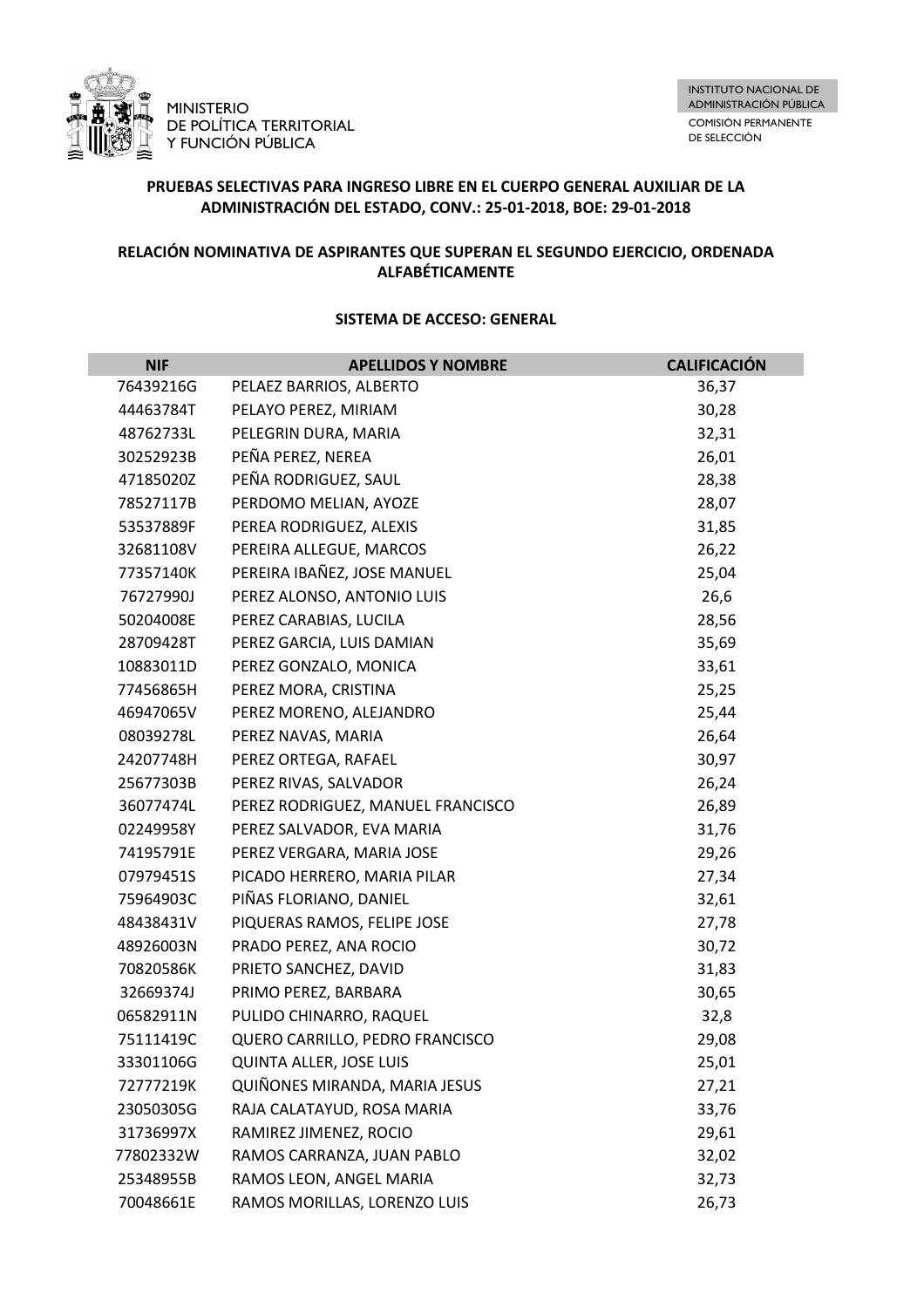MINISTERIO
DE POLÍTICA TERRITORIAL
Y FUNCIÓN PÚBLICA

INSTITUTO NACIONAL DE ADMINISTRACIÓN PÚBLICA
COMISIÓN PERMANENTE DE SELECCIÓN

**PRUEBAS SELECTIVAS PARA INGRESO LIBRE EN EL CUERPO GENERAL AUXILIAR DE LA ADMINISTRACIÓN DEL ESTADO, CONV.: 25-01-2018, BOE: 29-01-2018**

**RELACIÓN NOMINATIVA DE ASPIRANTES QUE SUPERAN EL SEGUNDO EJERCICIO, ORDENADA ALFABÉTICAMENTE**

**SISTEMA DE ACCESO: GENERAL**

| NIF | APELLIDOS Y NOMBRE | CALIFICACIÓN |
|---|---|---|
| 76439216G | PELAEZ BARRIOS, ALBERTO | 36,37 |
| 44463784T | PELAYO PEREZ, MIRIAM | 30,28 |
| 48762733L | PELEGRIN DURA, MARIA | 32,31 |
| 30252923B | PEÑA PEREZ, NEREA | 26,01 |
| 47185020Z | PEÑA RODRIGUEZ, SAUL | 28,38 |
| 78527117B | PERDOMO MELIAN, AYOZE | 28,07 |
| 53537889F | PEREA RODRIGUEZ, ALEXIS | 31,85 |
| 32681108V | PEREIRA ALLEGUE, MARCOS | 26,22 |
| 77357140K | PEREIRA IBAÑEZ, JOSE MANUEL | 25,04 |
| 76727990J | PEREZ ALONSO, ANTONIO LUIS | 26,6 |
| 50204008E | PEREZ CARABIAS, LUCILA | 28,56 |
| 28709428T | PEREZ GARCIA, LUIS DAMIAN | 35,69 |
| 10883011D | PEREZ GONZALO, MONICA | 33,61 |
| 77456865H | PEREZ MORA, CRISTINA | 25,25 |
| 46947065V | PEREZ MORENO, ALEJANDRO | 25,44 |
| 08039278L | PEREZ NAVAS, MARIA | 26,64 |
| 24207748H | PEREZ ORTEGA, RAFAEL | 30,97 |
| 25677303B | PEREZ RIVAS, SALVADOR | 26,24 |
| 36077474L | PEREZ RODRIGUEZ, MANUEL FRANCISCO | 26,89 |
| 02249958Y | PEREZ SALVADOR, EVA MARIA | 31,76 |
| 74195791E | PEREZ VERGARA, MARIA JOSE | 29,26 |
| 07979451S | PICADO HERRERO, MARIA PILAR | 27,34 |
| 75964903C | PIÑAS FLORIANO, DANIEL | 32,61 |
| 48438431V | PIQUERAS RAMOS, FELIPE JOSE | 27,78 |
| 48926003N | PRADO PEREZ, ANA ROCIO | 30,72 |
| 70820586K | PRIETO SANCHEZ, DAVID | 31,83 |
| 32669374J | PRIMO PEREZ, BARBARA | 30,65 |
| 06582911N | PULIDO CHINARRO, RAQUEL | 32,8 |
| 75111419C | QUERO CARRILLO, PEDRO FRANCISCO | 29,08 |
| 33301106G | QUINTA ALLER, JOSE LUIS | 25,01 |
| 72777219K | QUIÑONES MIRANDA, MARIA JESUS | 27,21 |
| 23050305G | RAJA CALATAYUD, ROSA MARIA | 33,76 |
| 31736997X | RAMIREZ JIMENEZ, ROCIO | 29,61 |
| 77802332W | RAMOS CARRANZA, JUAN PABLO | 32,02 |
| 25348955B | RAMOS LEON, ANGEL MARIA | 32,73 |
| 70048661E | RAMOS MORILLAS, LORENZO LUIS | 26,73 |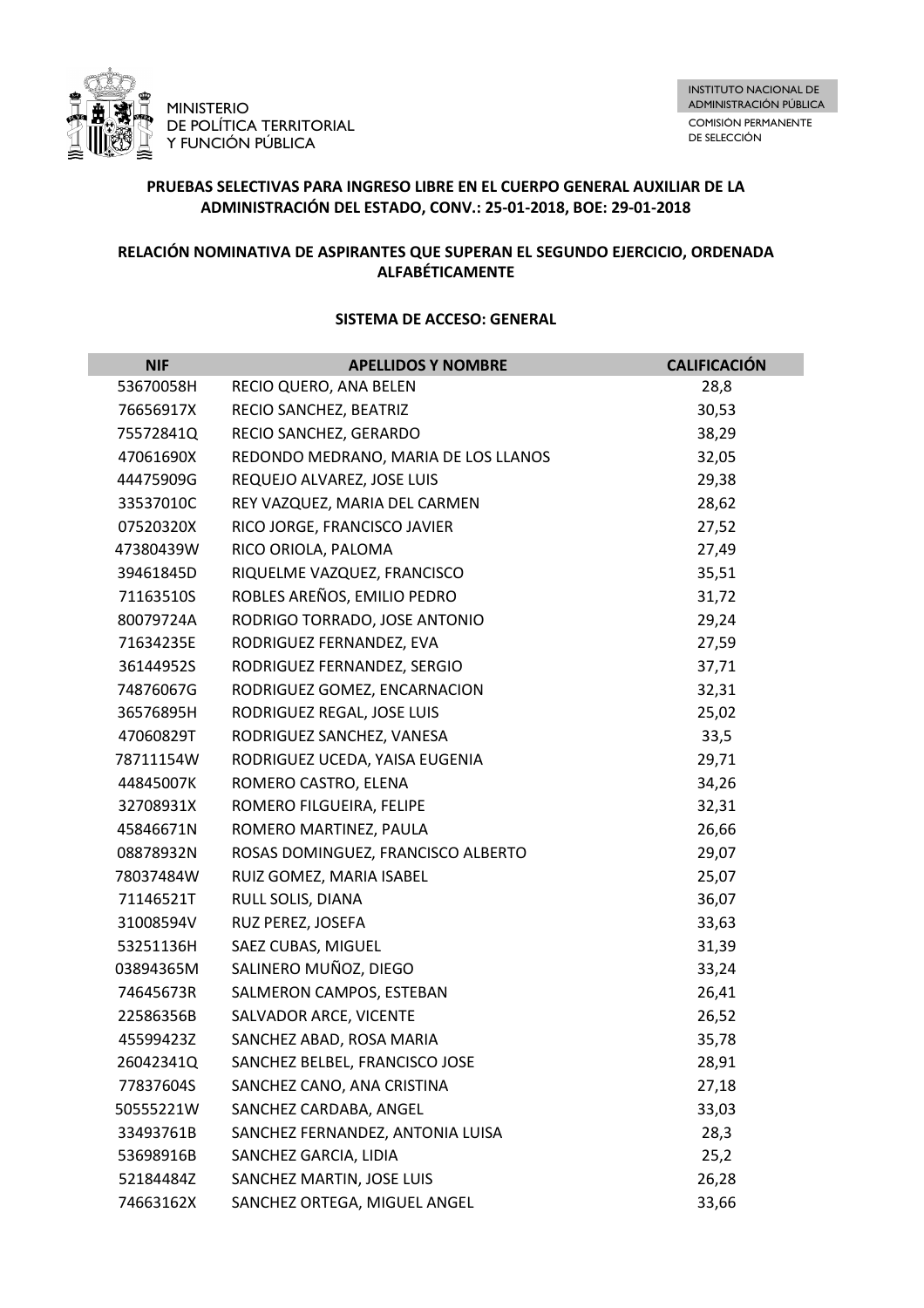MINISTERIO DE POLÍTICA TERRITORIAL Y FUNCIÓN PÚBLICA

INSTITUTO NACIONAL DE ADMINISTRACIÓN PÚBLICA

COMISIÓN PERMANENTE DE SELECCIÓN

**PRUEBAS SELECTIVAS PARA INGRESO LIBRE EN EL CUERPO GENERAL AUXILIAR DE LA ADMINISTRACIÓN DEL ESTADO, CONV.: 25-01-2018, BOE: 29-01-2018**

**RELACIÓN NOMINATIVA DE ASPIRANTES QUE SUPERAN EL SEGUNDO EJERCICIO, ORDENADA ALFABÉTICAMENTE**

**SISTEMA DE ACCESO: GENERAL**

| NIF | APELLIDOS Y NOMBRE | CALIFICACIÓN |
|---|---|---|
| 53670058H | RECIO QUERO, ANA BELEN | 28,8 |
| 76656917X | RECIO SANCHEZ, BEATRIZ | 30,53 |
| 75572841Q | RECIO SANCHEZ, GERARDO | 38,29 |
| 47061690X | REDONDO MEDRANO, MARIA DE LOS LLANOS | 32,05 |
| 44475909G | REQUEJO ALVAREZ, JOSE LUIS | 29,38 |
| 33537010C | REY VAZQUEZ, MARIA DEL CARMEN | 28,62 |
| 07520320X | RICO JORGE, FRANCISCO JAVIER | 27,52 |
| 47380439W | RICO ORIOLA, PALOMA | 27,49 |
| 39461845D | RIQUELME VAZQUEZ, FRANCISCO | 35,51 |
| 71163510S | ROBLES AREÑOS, EMILIO PEDRO | 31,72 |
| 80079724A | RODRIGO TORRADO, JOSE ANTONIO | 29,24 |
| 71634235E | RODRIGUEZ FERNANDEZ, EVA | 27,59 |
| 36144952S | RODRIGUEZ FERNANDEZ, SERGIO | 37,71 |
| 74876067G | RODRIGUEZ GOMEZ, ENCARNACION | 32,31 |
| 36576895H | RODRIGUEZ REGAL, JOSE LUIS | 25,02 |
| 47060829T | RODRIGUEZ SANCHEZ, VANESA | 33,5 |
| 78711154W | RODRIGUEZ UCEDA, YAISA EUGENIA | 29,71 |
| 44845007K | ROMERO CASTRO, ELENA | 34,26 |
| 32708931X | ROMERO FILGUEIRA, FELIPE | 32,31 |
| 45846671N | ROMERO MARTINEZ, PAULA | 26,66 |
| 08878932N | ROSAS DOMINGUEZ, FRANCISCO ALBERTO | 29,07 |
| 78037484W | RUIZ GOMEZ, MARIA ISABEL | 25,07 |
| 71146521T | RULL SOLIS, DIANA | 36,07 |
| 31008594V | RUZ PEREZ, JOSEFA | 33,63 |
| 53251136H | SAEZ CUBAS, MIGUEL | 31,39 |
| 03894365M | SALINERO MUÑOZ, DIEGO | 33,24 |
| 74645673R | SALMERON CAMPOS, ESTEBAN | 26,41 |
| 22586356B | SALVADOR ARCE, VICENTE | 26,52 |
| 45599423Z | SANCHEZ ABAD, ROSA MARIA | 35,78 |
| 26042341Q | SANCHEZ BELBEL, FRANCISCO JOSE | 28,91 |
| 77837604S | SANCHEZ CANO, ANA CRISTINA | 27,18 |
| 50555221W | SANCHEZ CARDABA, ANGEL | 33,03 |
| 33493761B | SANCHEZ FERNANDEZ, ANTONIA LUISA | 28,3 |
| 53698916B | SANCHEZ GARCIA, LIDIA | 25,2 |
| 52184484Z | SANCHEZ MARTIN, JOSE LUIS | 26,28 |
| 74663162X | SANCHEZ ORTEGA, MIGUEL ANGEL | 33,66 |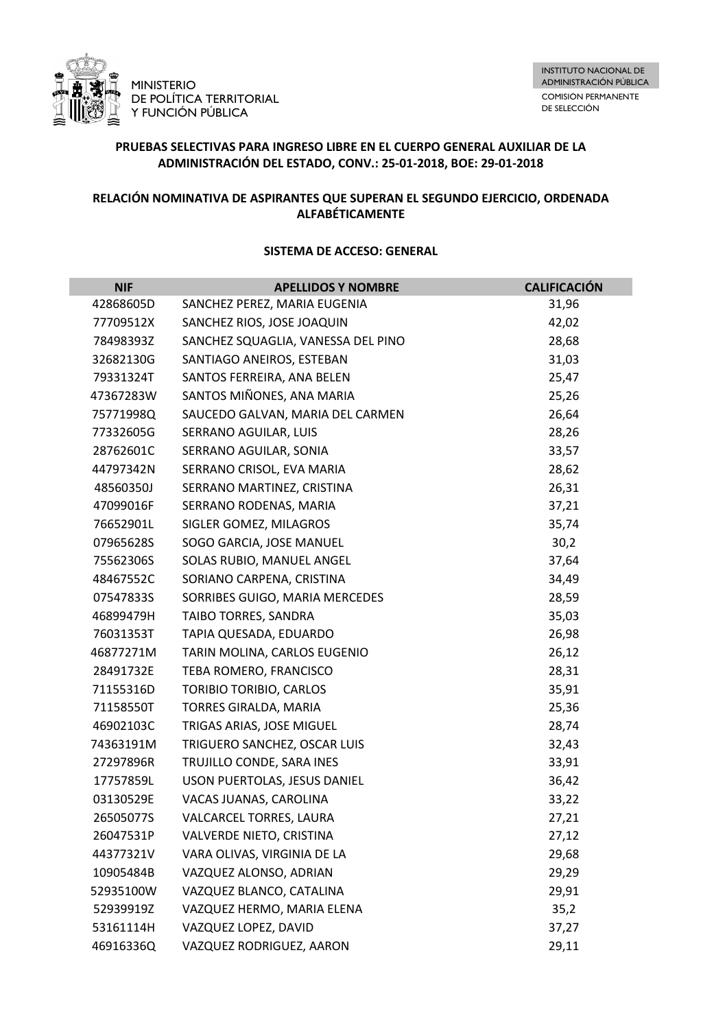MINISTERIO
DE POLÍTICA TERRITORIAL
Y FUNCIÓN PÚBLICA

INSTITUTO NACIONAL DE ADMINISTRACIÓN PÚBLICA
COMISIÓN PERMANENTE DE SELECCIÓN

**PRUEBAS SELECTIVAS PARA INGRESO LIBRE EN EL CUERPO GENERAL AUXILIAR DE LA ADMINISTRACIÓN DEL ESTADO, CONV.: 25-01-2018, BOE: 29-01-2018**

**RELACIÓN NOMINATIVA DE ASPIRANTES QUE SUPERAN EL SEGUNDO EJERCICIO, ORDENADA ALFABÉTICAMENTE**

**SISTEMA DE ACCESO: GENERAL**

| NIF | APELLIDOS Y NOMBRE | CALIFICACIÓN |
|---|---|---|
| 42868605D | SANCHEZ PEREZ, MARIA EUGENIA | 31,96 |
| 77709512X | SANCHEZ RIOS, JOSE JOAQUIN | 42,02 |
| 78498393Z | SANCHEZ SQUAGLIA, VANESSA DEL PINO | 28,68 |
| 32682130G | SANTIAGO ANEIROS, ESTEBAN | 31,03 |
| 79331324T | SANTOS FERREIRA, ANA BELEN | 25,47 |
| 47367283W | SANTOS MIÑONES, ANA MARIA | 25,26 |
| 75771998Q | SAUCEDO GALVAN, MARIA DEL CARMEN | 26,64 |
| 77332605G | SERRANO AGUILAR, LUIS | 28,26 |
| 28762601C | SERRANO AGUILAR, SONIA | 33,57 |
| 44797342N | SERRANO CRISOL, EVA MARIA | 28,62 |
| 48560350J | SERRANO MARTINEZ, CRISTINA | 26,31 |
| 47099016F | SERRANO RODENAS, MARIA | 37,21 |
| 76652901L | SIGLER GOMEZ, MILAGROS | 35,74 |
| 07965628S | SOGO GARCIA, JOSE MANUEL | 30,2 |
| 75562306S | SOLAS RUBIO, MANUEL ANGEL | 37,64 |
| 48467552C | SORIANO CARPENA, CRISTINA | 34,49 |
| 07547833S | SORRIBES GUIGO, MARIA MERCEDES | 28,59 |
| 46899479H | TAIBO TORRES, SANDRA | 35,03 |
| 76031353T | TAPIA QUESADA, EDUARDO | 26,98 |
| 46877271M | TARIN MOLINA, CARLOS EUGENIO | 26,12 |
| 28491732E | TEBA ROMERO, FRANCISCO | 28,31 |
| 71155316D | TORIBIO TORIBIO, CARLOS | 35,91 |
| 71158550T | TORRES GIRALDA, MARIA | 25,36 |
| 46902103C | TRIGAS ARIAS, JOSE MIGUEL | 28,74 |
| 74363191M | TRIGUERO SANCHEZ, OSCAR LUIS | 32,43 |
| 27297896R | TRUJILLO CONDE, SARA INES | 33,91 |
| 17757859L | USON PUERTOLAS, JESUS DANIEL | 36,42 |
| 03130529E | VACAS JUANAS, CAROLINA | 33,22 |
| 26505077S | VALCARCEL TORRES, LAURA | 27,21 |
| 26047531P | VALVERDE NIETO, CRISTINA | 27,12 |
| 44377321V | VARA OLIVAS, VIRGINIA DE LA | 29,68 |
| 10905484B | VAZQUEZ ALONSO, ADRIAN | 29,29 |
| 52935100W | VAZQUEZ BLANCO, CATALINA | 29,91 |
| 52939919Z | VAZQUEZ HERMO, MARIA ELENA | 35,2 |
| 53161114H | VAZQUEZ LOPEZ, DAVID | 37,27 |
| 46916336Q | VAZQUEZ RODRIGUEZ, AARON | 29,11 |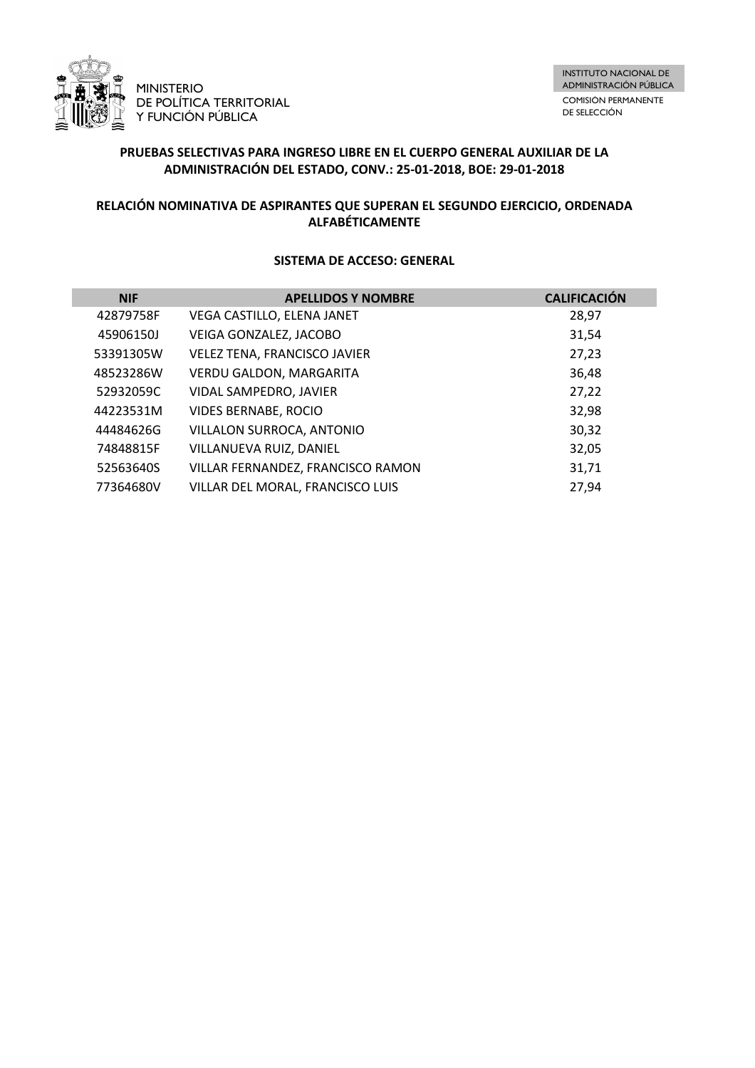MINISTERIO
DE POLÍTICA TERRITORIAL
Y FUNCIÓN PÚBLICA

INSTITUTO NACIONAL DE ADMINISTRACIÓN PÚBLICA

COMISIÓN PERMANENTE DE SELECCIÓN

**PRUEBAS SELECTIVAS PARA INGRESO LIBRE EN EL CUERPO GENERAL AUXILIAR DE LA ADMINISTRACIÓN DEL ESTADO, CONV.: 25-01-2018, BOE: 29-01-2018**

**RELACIÓN NOMINATIVA DE ASPIRANTES QUE SUPERAN EL SEGUNDO EJERCICIO, ORDENADA ALFABÉTICAMENTE**

**SISTEMA DE ACCESO: GENERAL**

| NIF | APELLIDOS Y NOMBRE | CALIFICACIÓN |
|---|---|---|
| 42879758F | VEGA CASTILLO, ELENA JANET | 28,97 |
| 45906150J | VEIGA GONZALEZ, JACOBO | 31,54 |
| 53391305W | VELEZ TENA, FRANCISCO JAVIER | 27,23 |
| 48523286W | VERDU GALDON, MARGARITA | 36,48 |
| 52932059C | VIDAL SAMPEDRO, JAVIER | 27,22 |
| 44223531M | VIDES BERNABE, ROCIO | 32,98 |
| 44484626G | VILLALON SURROCA, ANTONIO | 30,32 |
| 74848815F | VILLANUEVA RUIZ, DANIEL | 32,05 |
| 52563640S | VILLAR FERNANDEZ, FRANCISCO RAMON | 31,71 |
| 77364680V | VILLAR DEL MORAL, FRANCISCO LUIS | 27,94 |